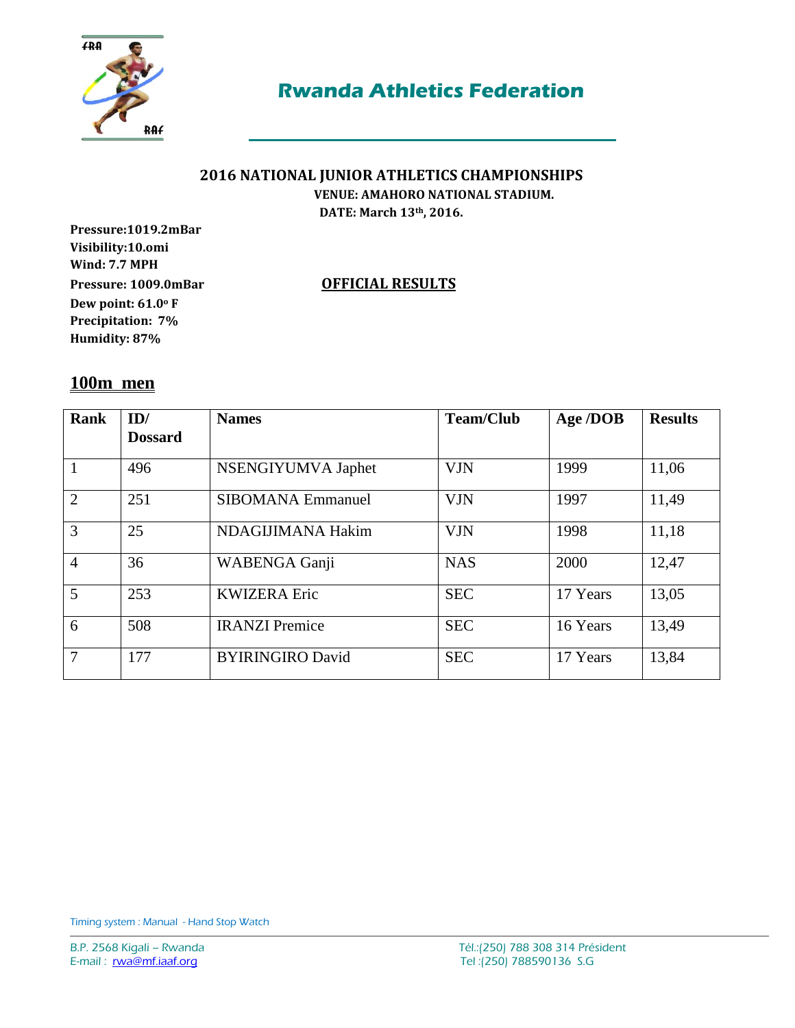# Rwanda Athletics Federation

## 2016 NATIONAL JUNIOR ATHLETICS CHAMPIONSHIPS

**VENUE: AMAHORO NATIONAL STADIUM.**

**DATE: March 13th, 2016.**

**Pressure:1019.2mBar**
**Visibility:10.omi**
**Wind: 7.7 MPH**
**Pressure: 1009.0mBar**
**Dew point: 61.0º F**
**Precipitation: 7%**
**Humidity: 87%**

**OFFICIAL RESULTS**

## 100m men

| Rank | ID/ Dossard | Names | Team/Club | Age /DOB | Results |
|---|---|---|---|---|---|
| 1 | 496 | NSENGIYUMVA Japhet | VJN | 1999 | 11,06 |
| 2 | 251 | SIBOMANA Emmanuel | VJN | 1997 | 11,49 |
| 3 | 25 | NDAGIJIMANA Hakim | VJN | 1998 | 11,18 |
| 4 | 36 | WABENGA Ganji | NAS | 2000 | 12,47 |
| 5 | 253 | KWIZERA Eric | SEC | 17 Years | 13,05 |
| 6 | 508 | IRANZI Premice | SEC | 16 Years | 13,49 |
| 7 | 177 | BYIRINGIRO David | SEC | 17 Years | 13,84 |

Timing system : Manual - Hand Stop Watch

B.P. 2568 Kigali – Rwanda
E-mail : rwa@mf.iaaf.org

Tél.:(250) 788 308 314 Président
Tel :(250) 788590136 S.G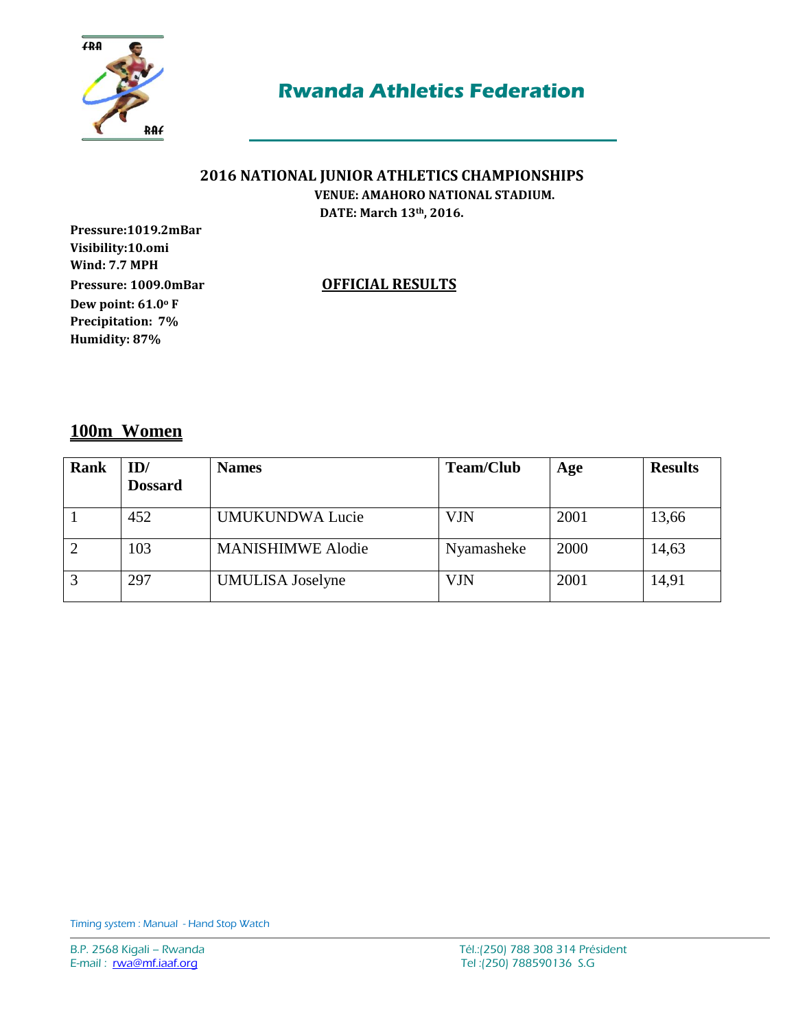# Rwanda Athletics Federation

**2016 NATIONAL JUNIOR ATHLETICS CHAMPIONSHIPS**

**VENUE: AMAHORO NATIONAL STADIUM.**

**DATE: March 13th, 2016.**

**Pressure:1019.2mBar**
**Visibility:10.omi**
**Wind: 7.7 MPH**
**Pressure: 1009.0mBar**
**Dew point: 61.0º F**
**Precipitation: 7%**
**Humidity: 87%**

**OFFICIAL RESULTS**

## 100m Women

| Rank | ID/ Dossard | Names | Team/Club | Age | Results |
|---|---|---|---|---|---|
| 1 | 452 | UMUKUNDWA Lucie | VJN | 2001 | 13,66 |
| 2 | 103 | MANISHIMWE Alodie | Nyamasheke | 2000 | 14,63 |
| 3 | 297 | UMULISA Joselyne | VJN | 2001 | 14,91 |

Timing system : Manual - Hand Stop Watch

B.P. 2568 Kigali – Rwanda
E-mail : rwa@mf.iaaf.org

Tél.:(250) 788 308 314 Président
Tel :(250) 788590136 S.G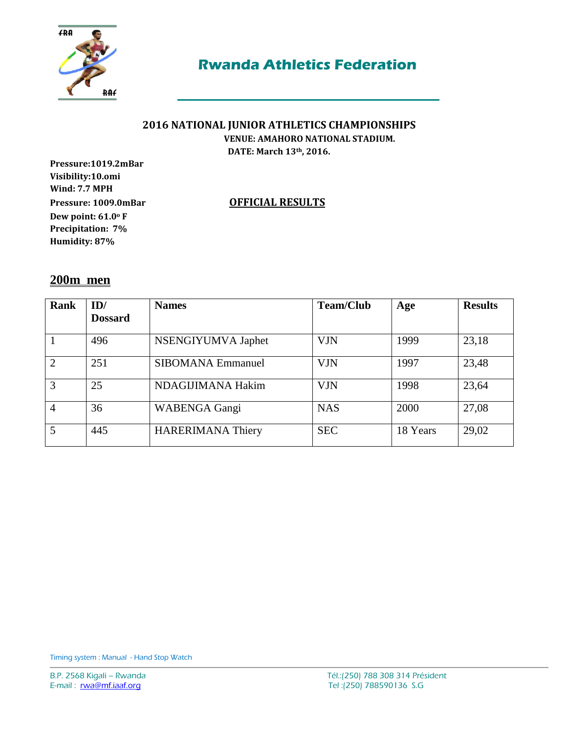# Rwanda Athletics Federation

**2016 NATIONAL JUNIOR ATHLETICS CHAMPIONSHIPS**

**VENUE: AMAHORO NATIONAL STADIUM.**

**DATE: March 13th, 2016.**

**Pressure:1019.2mBar**
**Visibility:10.omi**
**Wind: 7.7 MPH**
**Pressure: 1009.0mBar**
**Dew point: 61.0º F**
**Precipitation: 7%**
**Humidity: 87%**

**OFFICIAL RESULTS**

## 200m men

| Rank | ID/ Dossard | Names | Team/Club | Age | Results |
|---|---|---|---|---|---|
| 1 | 496 | NSENGIYUMVA Japhet | VJN | 1999 | 23,18 |
| 2 | 251 | SIBOMANA Emmanuel | VJN | 1997 | 23,48 |
| 3 | 25 | NDAGIJIMANA Hakim | VJN | 1998 | 23,64 |
| 4 | 36 | WABENGA Gangi | NAS | 2000 | 27,08 |
| 5 | 445 | HARERIMANA Thiery | SEC | 18 Years | 29,02 |

Timing system : Manual - Hand Stop Watch

B.P. 2568 Kigali – Rwanda
E-mail : rwa@mf.iaaf.org

Tél.:(250) 788 308 314 Président
Tel :(250) 788590136 S.G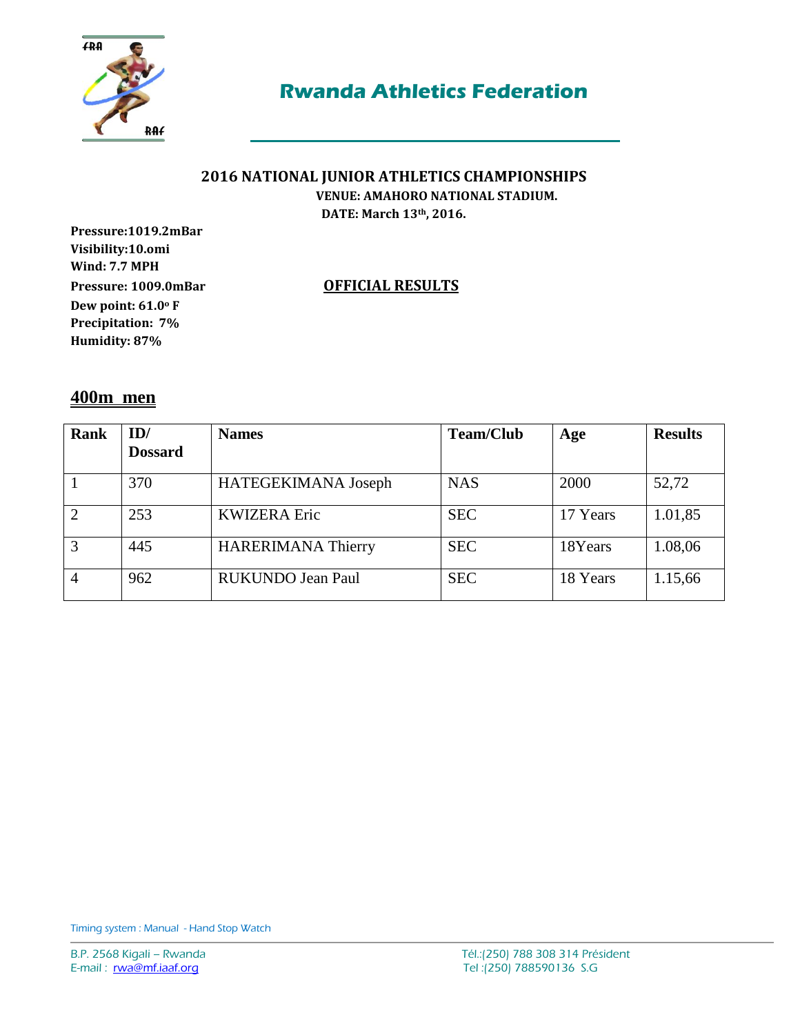# Rwanda Athletics Federation

## 2016 NATIONAL JUNIOR ATHLETICS CHAMPIONSHIPS

**VENUE: AMAHORO NATIONAL STADIUM.**

**DATE: March 13th, 2016.**

**Pressure:1019.2mBar**
**Visibility:10.omi**
**Wind: 7.7 MPH**
**Pressure: 1009.0mBar**
**Dew point: 61.0º F**
**Precipitation: 7%**
**Humidity: 87%**

**OFFICIAL RESULTS**

## 400m men

| Rank | ID/ Dossard | Names | Team/Club | Age | Results |
|---|---|---|---|---|---|
| 1 | 370 | HATEGEKIMANA Joseph | NAS | 2000 | 52,72 |
| 2 | 253 | KWIZERA Eric | SEC | 17 Years | 1.01,85 |
| 3 | 445 | HARERIMANA Thierry | SEC | 18Years | 1.08,06 |
| 4 | 962 | RUKUNDO Jean Paul | SEC | 18 Years | 1.15,66 |

Timing system : Manual - Hand Stop Watch

B.P. 2568 Kigali – Rwanda
E-mail : rwa@mf.iaaf.org

Tél.:(250) 788 308 314 Président
Tel :(250) 788590136 S.G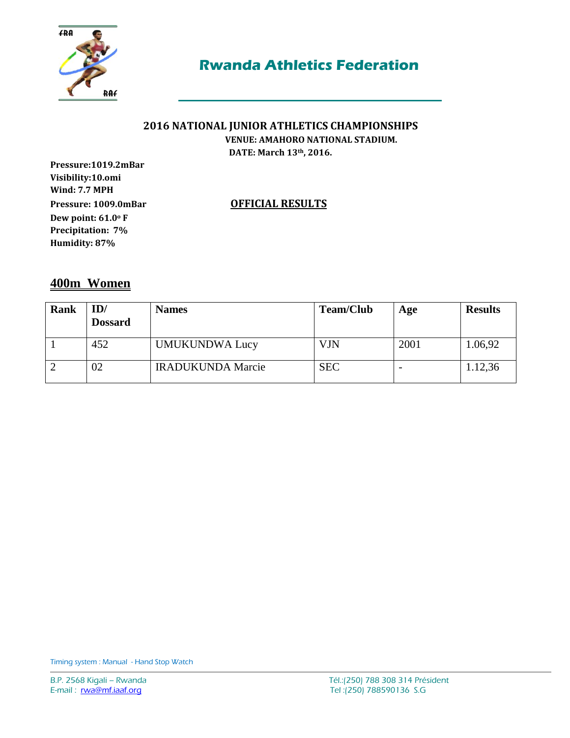# Rwanda Athletics Federation

**2016 NATIONAL JUNIOR ATHLETICS CHAMPIONSHIPS**

**VENUE: AMAHORO NATIONAL STADIUM.**

**DATE: March 13th, 2016.**

**Pressure:1019.2mBar**
**Visibility:10.omi**
**Wind: 7.7 MPH**
**Pressure: 1009.0mBar**
**Dew point: 61.0º F**
**Precipitation: 7%**
**Humidity: 87%**

**OFFICIAL RESULTS**

## 400m Women

| Rank | ID/ Dossard | Names | Team/Club | Age | Results |
|---|---|---|---|---|---|
| 1 | 452 | UMUKUNDWA Lucy | VJN | 2001 | 1.06,92 |
| 2 | 02 | IRADUKUNDA Marcie | SEC | - | 1.12,36 |

Timing system : Manual - Hand Stop Watch

B.P. 2568 Kigali – Rwanda
E-mail : rwa@mf.iaaf.org

Tél.:(250) 788 308 314 Président
Tel :(250) 788590136 S.G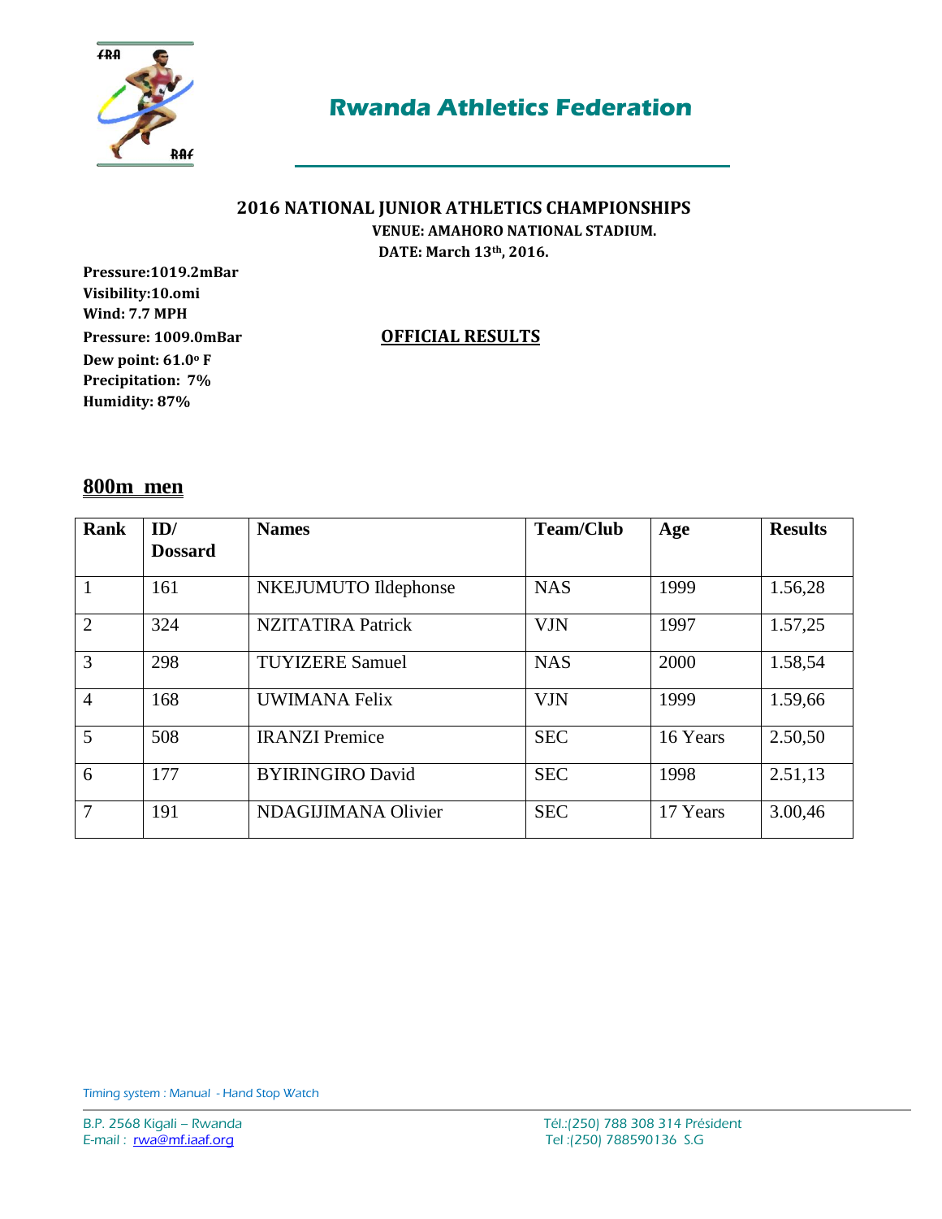# Rwanda Athletics Federation

**2016 NATIONAL JUNIOR ATHLETICS CHAMPIONSHIPS**

**VENUE: AMAHORO NATIONAL STADIUM.**

**DATE: March 13th, 2016.**

**Pressure:1019.2mBar**
**Visibility:10.omi**
**Wind: 7.7 MPH**
**Pressure: 1009.0mBar**
**Dew point: 61.0º F**
**Precipitation: 7%**
**Humidity: 87%**

**OFFICIAL RESULTS**

## 800m men

| Rank | ID/ Dossard | Names | Team/Club | Age | Results |
|---|---|---|---|---|---|
| 1 | 161 | NKEJUMUTO Ildephonse | NAS | 1999 | 1.56,28 |
| 2 | 324 | NZITATIRA Patrick | VJN | 1997 | 1.57,25 |
| 3 | 298 | TUYIZERE Samuel | NAS | 2000 | 1.58,54 |
| 4 | 168 | UWIMANA Felix | VJN | 1999 | 1.59,66 |
| 5 | 508 | IRANZI Premice | SEC | 16 Years | 2.50,50 |
| 6 | 177 | BYIRINGIRO David | SEC | 1998 | 2.51,13 |
| 7 | 191 | NDAGIJIMANA Olivier | SEC | 17 Years | 3.00,46 |

Timing system : Manual - Hand Stop Watch

B.P. 2568 Kigali – Rwanda
E-mail : rwa@mf.iaaf.org

Tél.:(250) 788 308 314 Président
Tel :(250) 788590136 S.G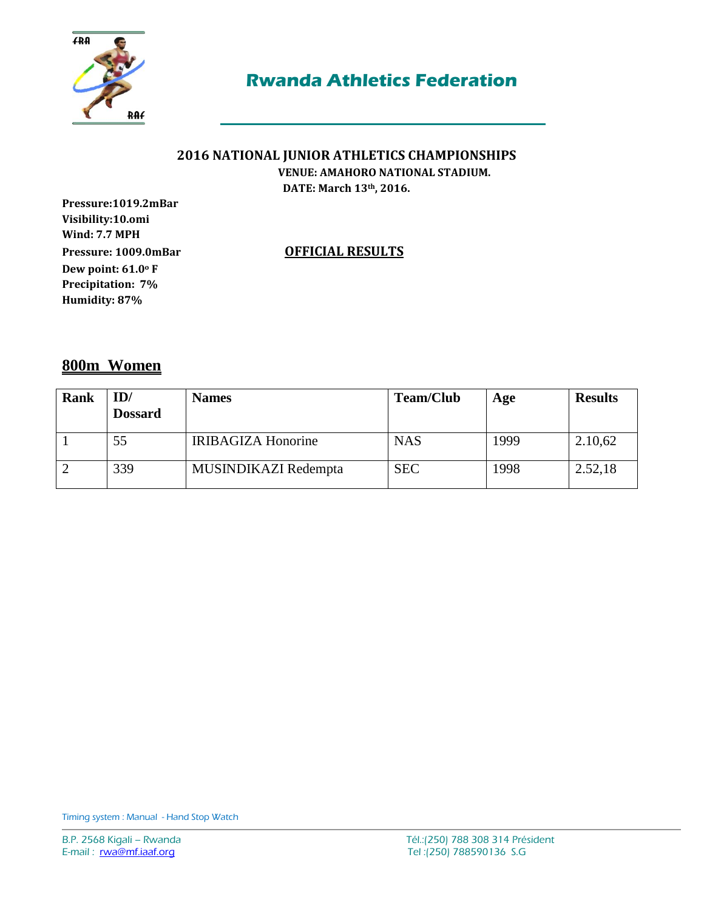## Rwanda Athletics Federation

**2016 NATIONAL JUNIOR ATHLETICS CHAMPIONSHIPS**

**VENUE: AMAHORO NATIONAL STADIUM.**

**DATE: March 13th, 2016.**

**Pressure:1019.2mBar**
**Visibility:10.omi**
**Wind: 7.7 MPH**
**Pressure: 1009.0mBar**
**Dew point: 61.0º F**
**Precipitation: 7%**
**Humidity: 87%**

**OFFICIAL RESULTS**

## 800m Women

| Rank | ID/ Dossard | Names | Team/Club | Age | Results |
|---|---|---|---|---|---|
| 1 | 55 | IRIBAGIZA Honorine | NAS | 1999 | 2.10,62 |
| 2 | 339 | MUSINDIKAZI Redempta | SEC | 1998 | 2.52,18 |

Timing system : Manual - Hand Stop Watch

B.P. 2568 Kigali – Rwanda
E-mail : rwa@mf.iaaf.org

Tél.:(250) 788 308 314 Président
Tel :(250) 788590136 S.G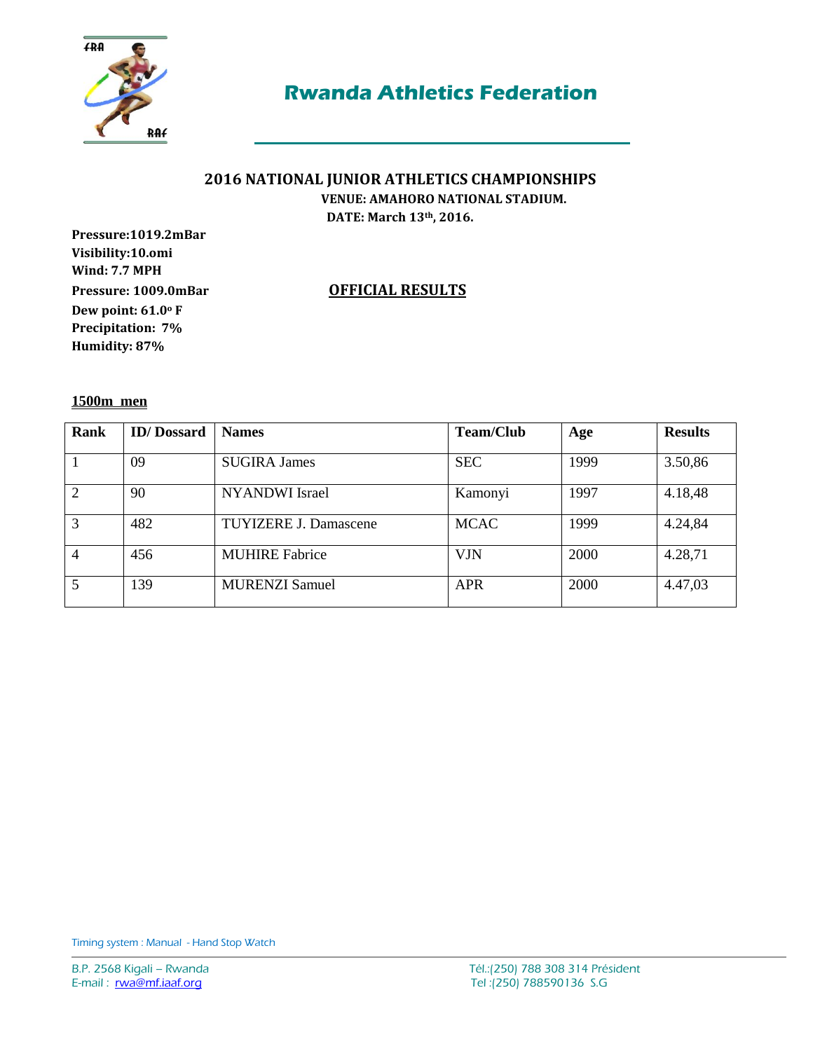# Rwanda Athletics Federation

## 2016 NATIONAL JUNIOR ATHLETICS CHAMPIONSHIPS

**VENUE: AMAHORO NATIONAL STADIUM.**

**DATE: March 13th, 2016.**

**Pressure:1019.2mBar**
**Visibility:10.omi**
**Wind: 7.7 MPH**
**Pressure: 1009.0mBar**
**Dew point: 61.0º F**
**Precipitation: 7%**
**Humidity: 87%**

## OFFICIAL RESULTS

**1500m men**

| Rank | ID/ Dossard | Names | Team/Club | Age | Results |
|---|---|---|---|---|---|
| 1 | 09 | SUGIRA James | SEC | 1999 | 3.50,86 |
| 2 | 90 | NYANDWI Israel | Kamonyi | 1997 | 4.18,48 |
| 3 | 482 | TUYIZERE J. Damascene | MCAC | 1999 | 4.24,84 |
| 4 | 456 | MUHIRE Fabrice | VJN | 2000 | 4.28,71 |
| 5 | 139 | MURENZI Samuel | APR | 2000 | 4.47,03 |

Timing system : Manual - Hand Stop Watch

B.P. 2568 Kigali – Rwanda
E-mail : rwa@mf.iaaf.org

Tél.:(250) 788 308 314 Président
Tel :(250) 788590136 S.G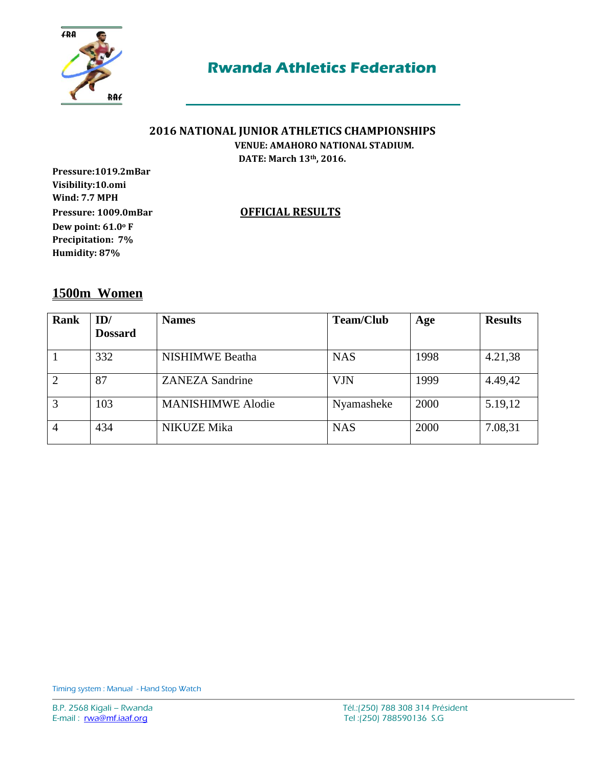# Rwanda Athletics Federation

**2016 NATIONAL JUNIOR ATHLETICS CHAMPIONSHIPS**

**VENUE: AMAHORO NATIONAL STADIUM.**

**DATE: March 13th, 2016.**

**Pressure:1019.2mBar**
**Visibility:10.omi**
**Wind: 7.7 MPH**
**Pressure: 1009.0mBar**
**Dew point: 61.0º F**
**Precipitation: 7%**
**Humidity: 87%**

**OFFICIAL RESULTS**

## 1500m Women

| Rank | ID/ Dossard | Names | Team/Club | Age | Results |
|---|---|---|---|---|---|
| 1 | 332 | NISHIMWE Beatha | NAS | 1998 | 4.21,38 |
| 2 | 87 | ZANEZA Sandrine | VJN | 1999 | 4.49,42 |
| 3 | 103 | MANISHIMWE Alodie | Nyamasheke | 2000 | 5.19,12 |
| 4 | 434 | NIKUZE Mika | NAS | 2000 | 7.08,31 |

Timing system : Manual - Hand Stop Watch

B.P. 2568 Kigali – Rwanda
E-mail : rwa@mf.iaaf.org

Tél.:(250) 788 308 314 Président
Tel :(250) 788590136 S.G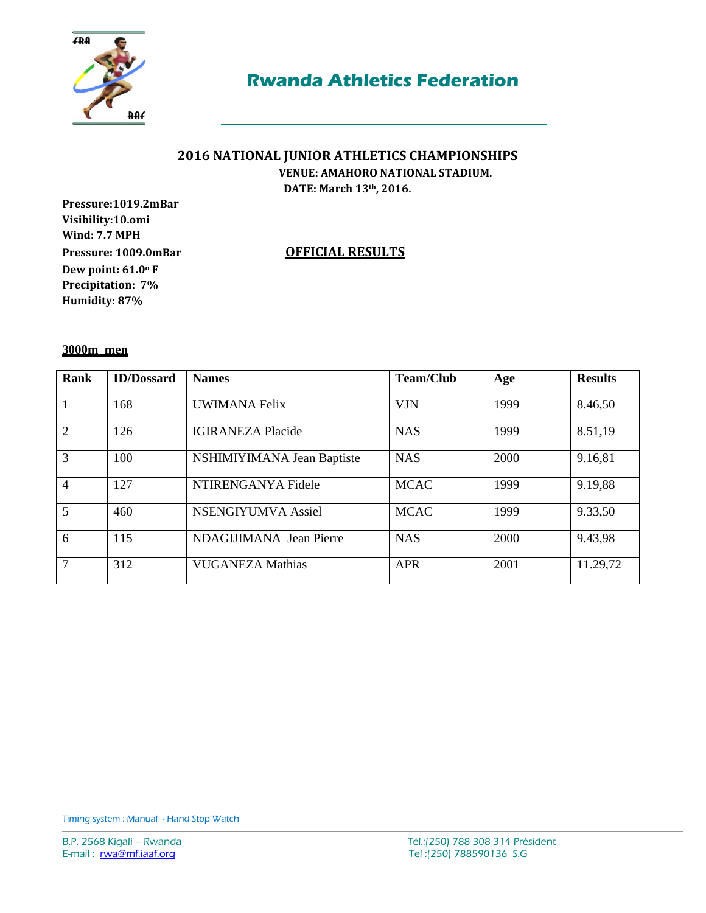# Rwanda Athletics Federation

## 2016 NATIONAL JUNIOR ATHLETICS CHAMPIONSHIPS

**VENUE: AMAHORO NATIONAL STADIUM.**

**DATE: March 13th, 2016.**

**Pressure:1019.2mBar**
**Visibility:10.omi**
**Wind: 7.7 MPH**
**Pressure: 1009.0mBar**
**Dew point: 61.0º F**
**Precipitation: 7%**
**Humidity: 87%**

**OFFICIAL RESULTS**

**3000m men**

| Rank | ID/Dossard | Names | Team/Club | Age | Results |
|---|---|---|---|---|---|
| 1 | 168 | UWIMANA Felix | VJN | 1999 | 8.46,50 |
| 2 | 126 | IGIRANEZA Placide | NAS | 1999 | 8.51,19 |
| 3 | 100 | NSHIMIYIMANA Jean Baptiste | NAS | 2000 | 9.16,81 |
| 4 | 127 | NTIRENGANYA Fidele | MCAC | 1999 | 9.19,88 |
| 5 | 460 | NSENGIYUMVA Assiel | MCAC | 1999 | 9.33,50 |
| 6 | 115 | NDAGIJIMANA Jean Pierre | NAS | 2000 | 9.43,98 |
| 7 | 312 | VUGANEZA Mathias | APR | 2001 | 11.29,72 |

Timing system : Manual - Hand Stop Watch

B.P. 2568 Kigali – Rwanda
E-mail : rwa@mf.iaaf.org

Tél.:(250) 788 308 314 Président
Tel :(250) 788590136 S.G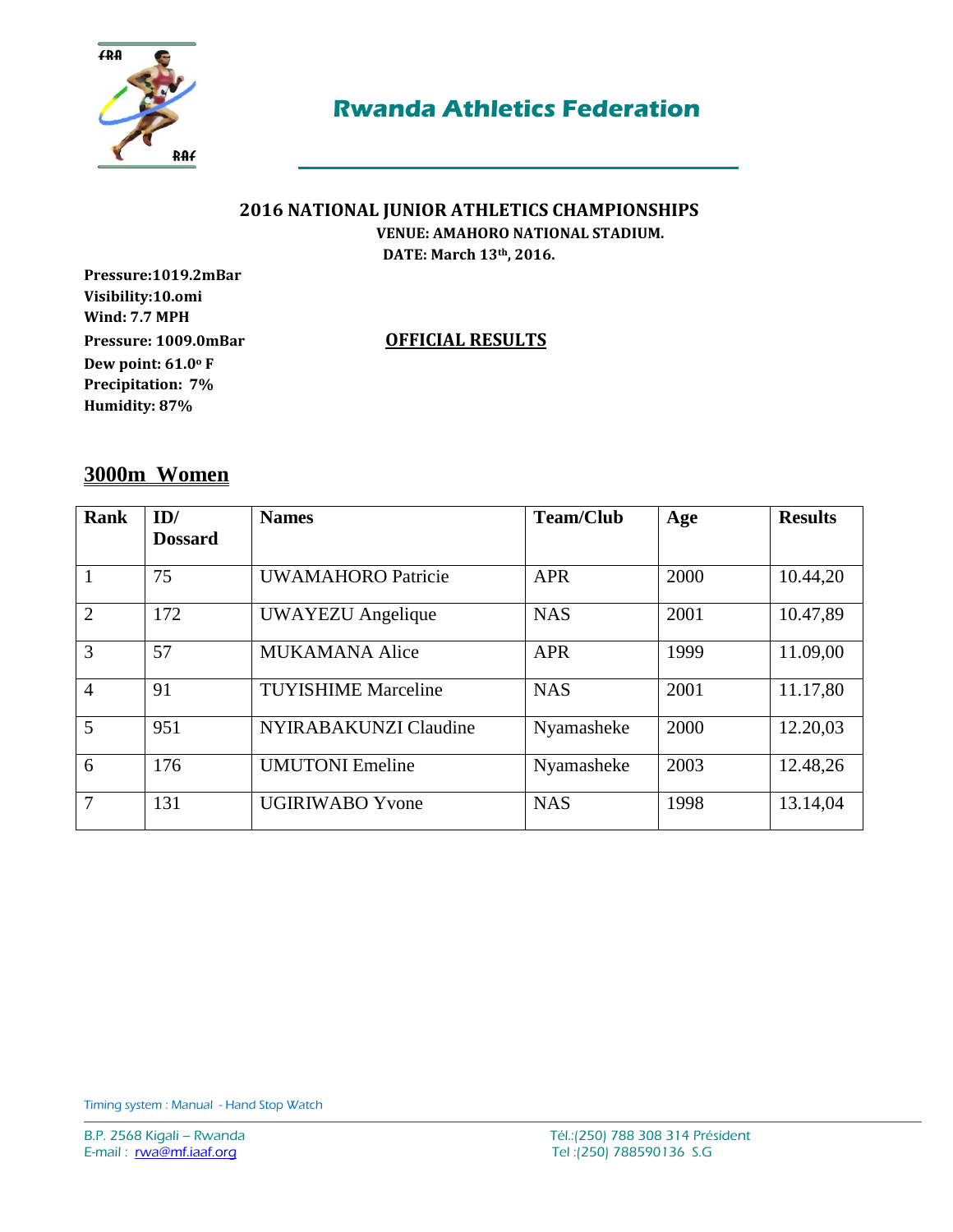# Rwanda Athletics Federation

**2016 NATIONAL JUNIOR ATHLETICS CHAMPIONSHIPS**

**VENUE: AMAHORO NATIONAL STADIUM.**

**DATE: March 13th, 2016.**

**Pressure:1019.2mBar**
**Visibility:10.omi**
**Wind: 7.7 MPH**
**Pressure: 1009.0mBar**
**Dew point: 61.0º F**
**Precipitation: 7%**
**Humidity: 87%**

**OFFICIAL RESULTS**

## 3000m Women

| Rank | ID/ Dossard | Names | Team/Club | Age | Results |
|---|---|---|---|---|---|
| 1 | 75 | UWAMAHORO Patricie | APR | 2000 | 10.44,20 |
| 2 | 172 | UWAYEZU Angelique | NAS | 2001 | 10.47,89 |
| 3 | 57 | MUKAMANA Alice | APR | 1999 | 11.09,00 |
| 4 | 91 | TUYISHIME Marceline | NAS | 2001 | 11.17,80 |
| 5 | 951 | NYIRABAKUNZI Claudine | Nyamasheke | 2000 | 12.20,03 |
| 6 | 176 | UMUTONI Emeline | Nyamasheke | 2003 | 12.48,26 |
| 7 | 131 | UGIRIWABO Yvone | NAS | 1998 | 13.14,04 |

Timing system : Manual - Hand Stop Watch

B.P. 2568 Kigali – Rwanda
E-mail : rwa@mf.iaaf.org

Tél.:(250) 788 308 314 Président
Tel :(250) 788590136 S.G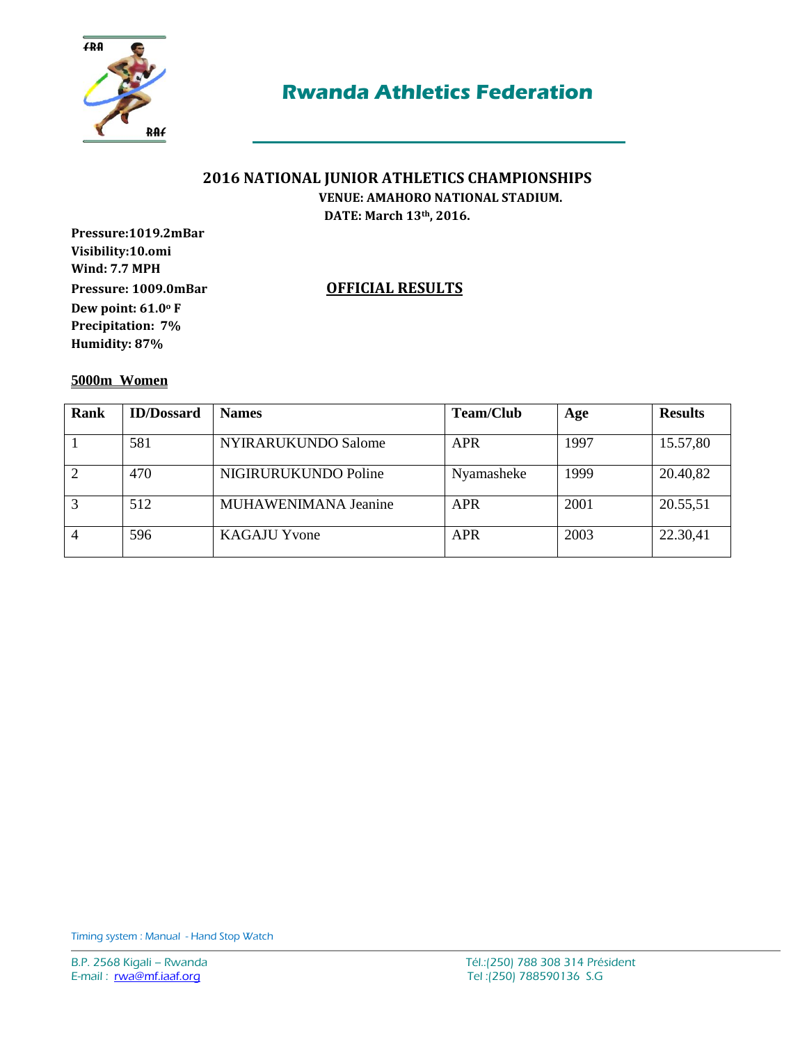# Rwanda Athletics Federation

## 2016 NATIONAL JUNIOR ATHLETICS CHAMPIONSHIPS

**VENUE: AMAHORO NATIONAL STADIUM.**

**DATE: March 13th, 2016.**

**Pressure:1019.2mBar**
**Visibility:10.omi**
**Wind: 7.7 MPH**
**Pressure: 1009.0mBar**
**Dew point: 61.0º F**
**Precipitation: 7%**
**Humidity: 87%**

## OFFICIAL RESULTS

**5000m Women**

| Rank | ID/Dossard | Names | Team/Club | Age | Results |
|---|---|---|---|---|---|
| 1 | 581 | NYIRARUKUNDO Salome | APR | 1997 | 15.57,80 |
| 2 | 470 | NIGIRURUKUNDO Poline | Nyamasheke | 1999 | 20.40,82 |
| 3 | 512 | MUHAWENIMANA Jeanine | APR | 2001 | 20.55,51 |
| 4 | 596 | KAGAJU Yvone | APR | 2003 | 22.30,41 |

Timing system : Manual - Hand Stop Watch

B.P. 2568 Kigali – Rwanda
E-mail : rwa@mf.iaaf.org

Tél.:(250) 788 308 314 Président
Tel :(250) 788590136 S.G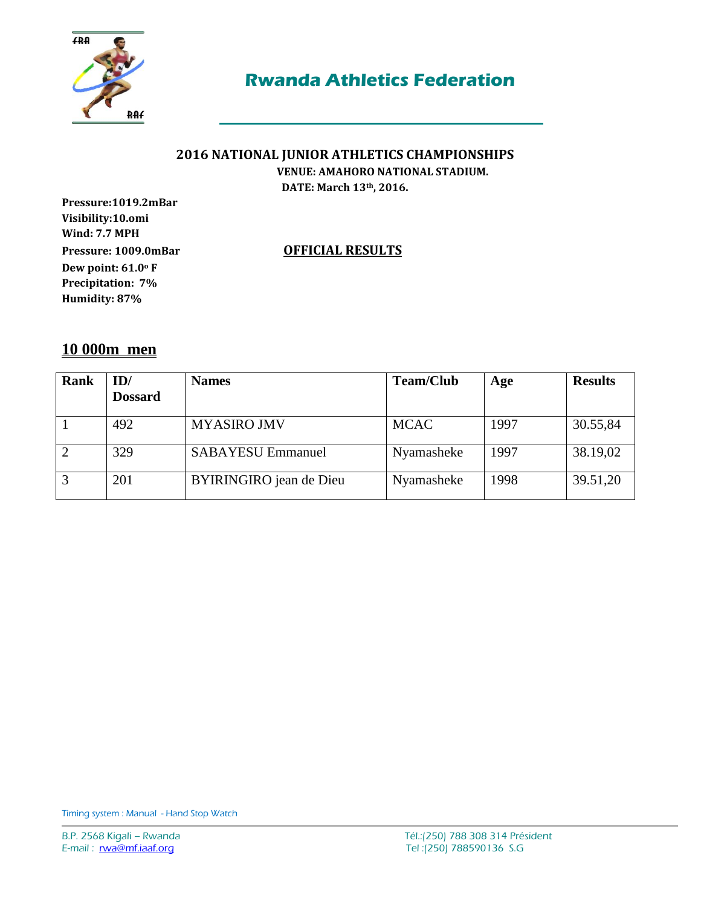# Rwanda Athletics Federation

**2016 NATIONAL JUNIOR ATHLETICS CHAMPIONSHIPS**

**VENUE: AMAHORO NATIONAL STADIUM.**

**DATE: March 13th, 2016.**

**Pressure:1019.2mBar**
**Visibility:10.omi**
**Wind: 7.7 MPH**
**Pressure: 1009.0mBar**
**Dew point: 61.0º F**
**Precipitation: 7%**
**Humidity: 87%**

**OFFICIAL RESULTS**

## 10 000m men

| Rank | ID/ Dossard | Names | Team/Club | Age | Results |
|---|---|---|---|---|---|
| 1 | 492 | MYASIRO JMV | MCAC | 1997 | 30.55,84 |
| 2 | 329 | SABAYESU Emmanuel | Nyamasheke | 1997 | 38.19,02 |
| 3 | 201 | BYIRINGIRO jean de Dieu | Nyamasheke | 1998 | 39.51,20 |

Timing system : Manual - Hand Stop Watch

B.P. 2568 Kigali – Rwanda
E-mail : rwa@mf.iaaf.org

Tél.:(250) 788 308 314 Président
Tel :(250) 788590136 S.G